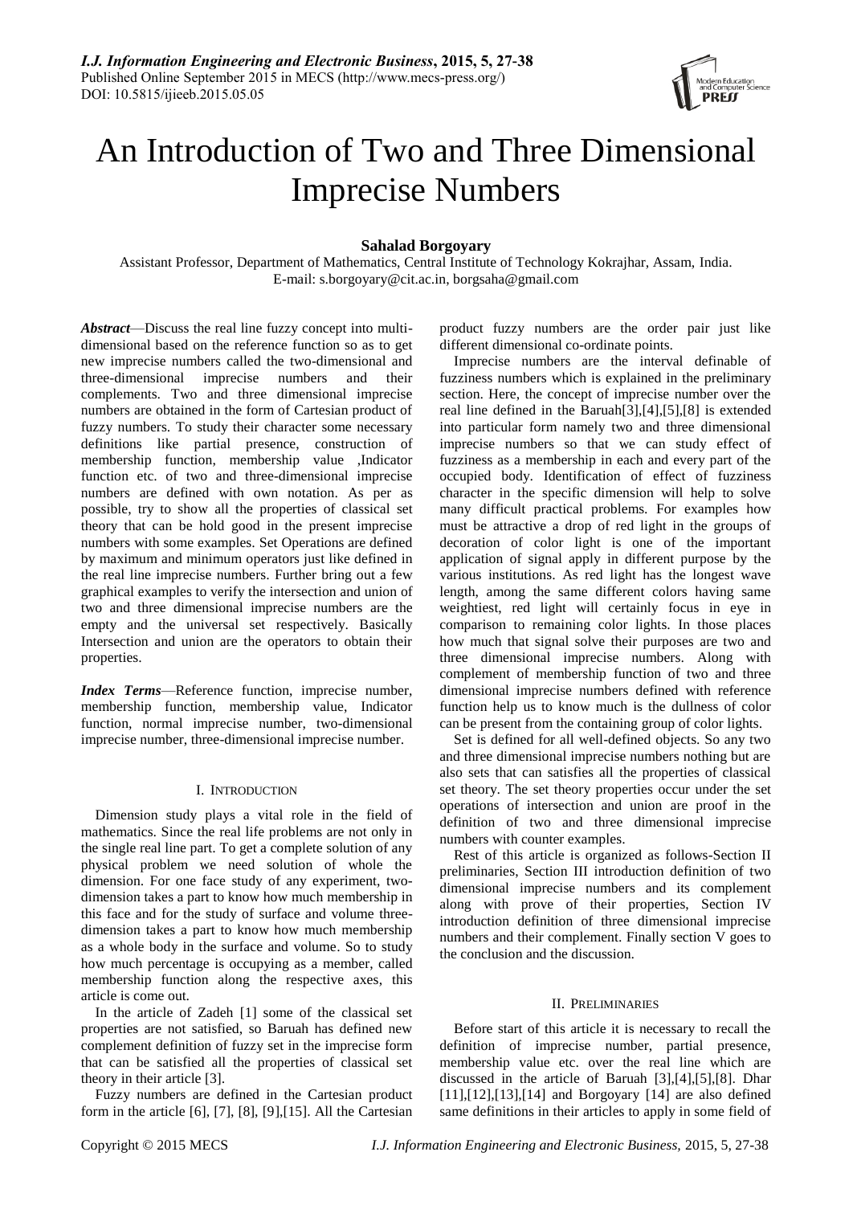# An Introduction of Two and Three Dimensional Imprecise Numbers

**Sahalad Borgoyary**

Assistant Professor, Department of Mathematics, Central Institute of Technology Kokrajhar, Assam, India.
E-mail: s.borgoyary@cit.ac.in, borgsaha@gmail.com

***Abstract***—Discuss the real line fuzzy concept into multi-dimensional based on the reference function so as to get new imprecise numbers called the two-dimensional and three-dimensional imprecise numbers and their complements. Two and three dimensional imprecise numbers are obtained in the form of Cartesian product of fuzzy numbers. To study their character some necessary definitions like partial presence, construction of membership function, membership value ,Indicator function etc. of two and three-dimensional imprecise numbers are defined with own notation. As per as possible, try to show all the properties of classical set theory that can be hold good in the present imprecise numbers with some examples. Set Operations are defined by maximum and minimum operators just like defined in the real line imprecise numbers. Further bring out a few graphical examples to verify the intersection and union of two and three dimensional imprecise numbers are the empty and the universal set respectively. Basically Intersection and union are the operators to obtain their properties.

***Index Terms***—Reference function, imprecise number, membership function, membership value, Indicator function, normal imprecise number, two-dimensional imprecise number, three-dimensional imprecise number.

## I. Introduction

Dimension study plays a vital role in the field of mathematics. Since the real life problems are not only in the single real line part. To get a complete solution of any physical problem we need solution of whole the dimension. For one face study of any experiment, two-dimension takes a part to know how much membership in this face and for the study of surface and volume three-dimension takes a part to know how much membership as a whole body in the surface and volume. So to study how much percentage is occupying as a member, called membership function along the respective axes, this article is come out.

In the article of Zadeh [1] some of the classical set properties are not satisfied, so Baruah has defined new complement definition of fuzzy set in the imprecise form that can be satisfied all the properties of classical set theory in their article [3].

Fuzzy numbers are defined in the Cartesian product form in the article [6], [7], [8], [9],[15]. All the Cartesian product fuzzy numbers are the order pair just like different dimensional co-ordinate points.

Imprecise numbers are the interval definable of fuzziness numbers which is explained in the preliminary section. Here, the concept of imprecise number over the real line defined in the Baruah[3],[4],[5],[8] is extended into particular form namely two and three dimensional imprecise numbers so that we can study effect of fuzziness as a membership in each and every part of the occupied body. Identification of effect of fuzziness character in the specific dimension will help to solve many difficult practical problems. For examples how must be attractive a drop of red light in the groups of decoration of color light is one of the important application of signal apply in different purpose by the various institutions. As red light has the longest wave length, among the same different colors having same weightiest, red light will certainly focus in eye in comparison to remaining color lights. In those places how much that signal solve their purposes are two and three dimensional imprecise numbers. Along with complement of membership function of two and three dimensional imprecise numbers defined with reference function help us to know much is the dullness of color can be present from the containing group of color lights.

Set is defined for all well-defined objects. So any two and three dimensional imprecise numbers nothing but are also sets that can satisfies all the properties of classical set theory. The set theory properties occur under the set operations of intersection and union are proof in the definition of two and three dimensional imprecise numbers with counter examples.

Rest of this article is organized as follows-Section II preliminaries, Section III introduction definition of two dimensional imprecise numbers and its complement along with prove of their properties, Section IV introduction definition of three dimensional imprecise numbers and their complement. Finally section V goes to the conclusion and the discussion.

## II. Preliminaries

Before start of this article it is necessary to recall the definition of imprecise number, partial presence, membership value etc. over the real line which are discussed in the article of Baruah [3],[4],[5],[8]. Dhar [11],[12],[13],[14] and Borgoyary [14] are also defined same definitions in their articles to apply in some field of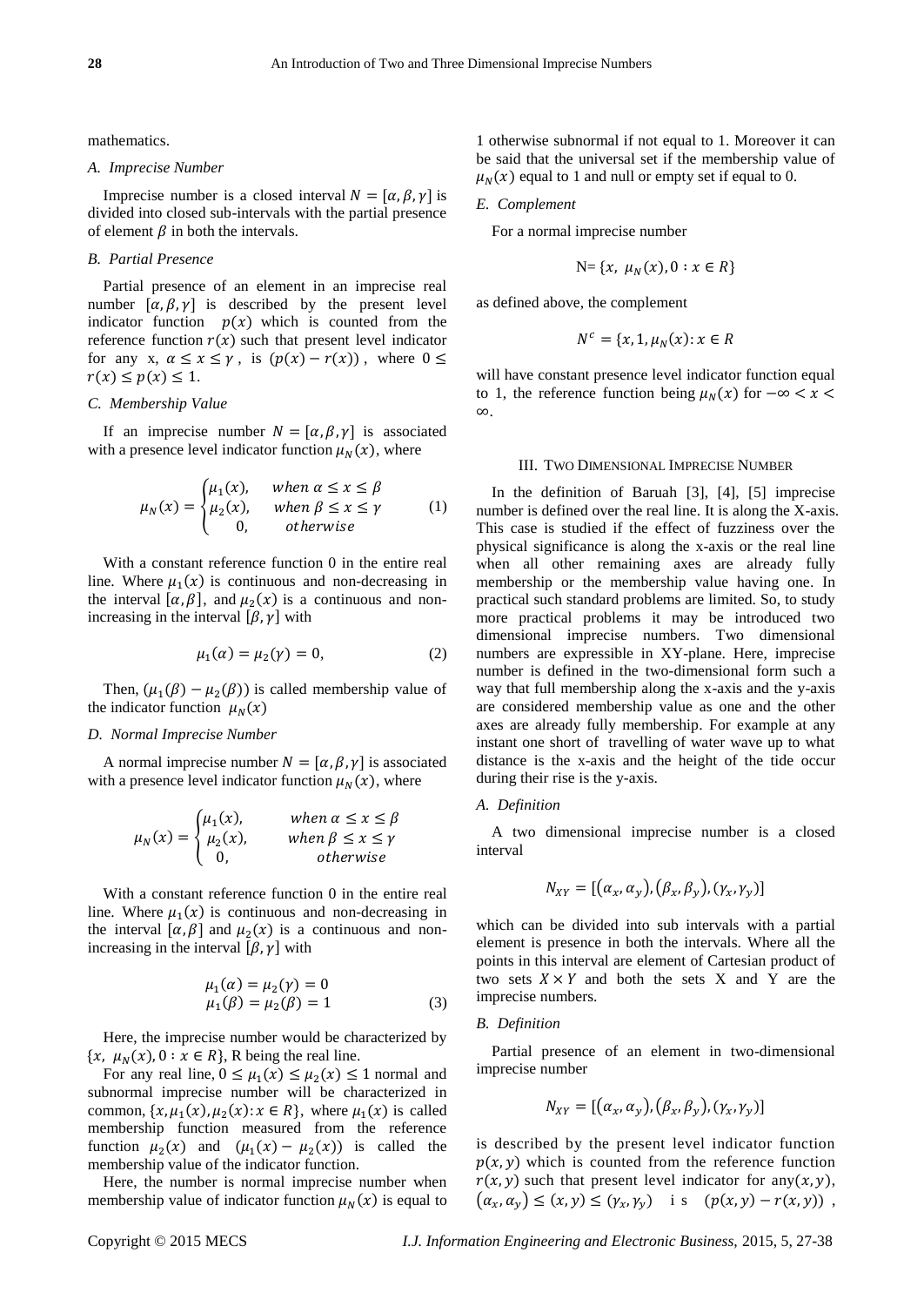mathematics.

### *A. Imprecise Number*

Imprecise number is a closed interval $N = [\alpha, \beta, \gamma]$ is divided into closed sub-intervals with the partial presence of element $\beta$ in both the intervals.

### *B. Partial Presence*

Partial presence of an element in an imprecise real number $[\alpha, \beta, \gamma]$ is described by the present level indicator function $p(x)$ which is counted from the reference function $r(x)$ such that present level indicator for any x, $\alpha \leq x \leq \gamma$, is $(p(x) - r(x))$, where $0 \leq r(x) \leq p(x) \leq 1$.

### *C. Membership Value*

If an imprecise number $N = [\alpha, \beta, \gamma]$ is associated with a presence level indicator function $\mu_N(x)$, where

$$\mu_N(x) = \begin{cases} \mu_1(x), & when\ \alpha \leq x \leq \beta \\ \mu_2(x), & when\ \beta \leq x \leq \gamma \\ 0, & otherwise \end{cases} \tag{1}$$

With a constant reference function 0 in the entire real line. Where $\mu_1(x)$ is continuous and non-decreasing in the interval $[\alpha, \beta]$, and $\mu_2(x)$ is a continuous and non-increasing in the interval $[\beta, \gamma]$ with

$$\mu_1(\alpha) = \mu_2(\gamma) = 0, \tag{2}$$

Then, $(\mu_1(\beta) - \mu_2(\beta))$ is called membership value of the indicator function $\mu_N(x)$

### *D. Normal Imprecise Number*

A normal imprecise number $N = [\alpha, \beta, \gamma]$ is associated with a presence level indicator function $\mu_N(x)$, where

$$\mu_N(x) = \begin{cases} \mu_1(x), & when\ \alpha \leq x \leq \beta \\ \mu_2(x), & when\ \beta \leq x \leq \gamma \\ 0, & otherwise \end{cases}$$

With a constant reference function 0 in the entire real line. Where $\mu_1(x)$ is continuous and non-decreasing in the interval $[\alpha, \beta]$ and $\mu_2(x)$ is a continuous and non-increasing in the interval $[\beta, \gamma]$ with

$$\begin{aligned} \mu_1(\alpha) &= \mu_2(\gamma) = 0 \\ \mu_1(\beta) &= \mu_2(\beta) = 1 \end{aligned} \tag{3}$$

Here, the imprecise number would be characterized by $\{x, \ \mu_N(x), 0 : x \in R\}$, R being the real line.

For any real line, $0 \leq \mu_1(x) \leq \mu_2(x) \leq 1$ normal and subnormal imprecise number will be characterized in common, $\{x, \mu_1(x), \mu_2(x) : x \in R\}$, where $\mu_1(x)$ is called membership function measured from the reference function $\mu_2(x)$ and $(\mu_1(x) - \mu_2(x))$ is called the membership value of the indicator function.

Here, the number is normal imprecise number when membership value of indicator function $\mu_N(x)$ is equal to 1 otherwise subnormal if not equal to 1. Moreover it can be said that the universal set if the membership value of $\mu_N(x)$ equal to 1 and null or empty set if equal to 0.

### *E. Complement*

For a normal imprecise number

$$\text{N} = \{x, \ \mu_N(x), 0 : x \in R\}$$

as defined above, the complement

$$N^c = \{x, 1, \mu_N(x) : x \in R$$

will have constant presence level indicator function equal to 1, the reference function being $\mu_N(x)$ for $-\infty < x < \infty$.

## III. Two Dimensional Imprecise Number

In the definition of Baruah [3], [4], [5] imprecise number is defined over the real line. It is along the X-axis. This case is studied if the effect of fuzziness over the physical significance is along the x-axis or the real line when all other remaining axes are already fully membership or the membership value having one. In practical such standard problems are limited. So, to study more practical problems it may be introduced two dimensional imprecise numbers. Two dimensional numbers are expressible in XY-plane. Here, imprecise number is defined in the two-dimensional form such a way that full membership along the x-axis and the y-axis are considered membership value as one and the other axes are already fully membership. For example at any instant one short of travelling of water wave up to what distance is the x-axis and the height of the tide occur during their rise is the y-axis.

### *A. Definition*

A two dimensional imprecise number is a closed interval

$$N_{XY} = [(\alpha_x, \alpha_y), (\beta_x, \beta_y), (\gamma_x, \gamma_y)]$$

which can be divided into sub intervals with a partial element is presence in both the intervals. Where all the points in this interval are element of Cartesian product of two sets $X \times Y$ and both the sets X and Y are the imprecise numbers.

### *B. Definition*

Partial presence of an element in two-dimensional imprecise number

$$N_{XY} = [(\alpha_x, \alpha_y), (\beta_x, \beta_y), (\gamma_x, \gamma_y)]$$

is described by the present level indicator function $p(x, y)$ which is counted from the reference function $r(x, y)$ such that present level indicator for any $(x, y)$, $(\alpha_x, \alpha_y) \leq (x, y) \leq (\gamma_x, \gamma_y)$ is $(p(x, y) - r(x, y))$,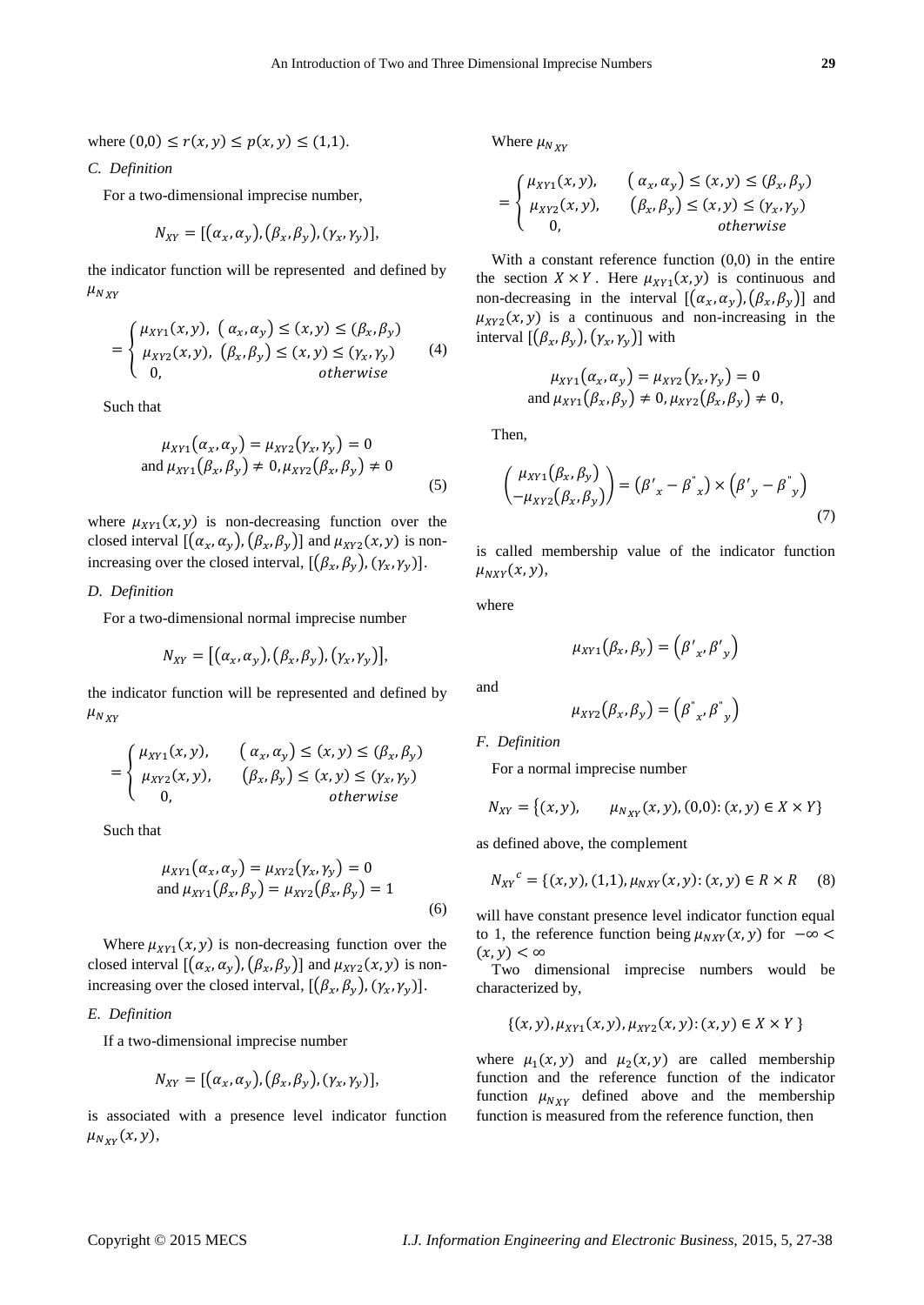where $(0,0) \leq r(x,y) \leq p(x,y) \leq (1,1)$.

### C. Definition

For a two-dimensional imprecise number,

$$N_{XY} = [(\alpha_x, \alpha_y), (\beta_x, \beta_y), (\gamma_x, \gamma_y)],$$

the indicator function will be represented and defined by $\mu_{N_{XY}}$

$$= \begin{cases} \mu_{XY1}(x,y), & (\alpha_x, \alpha_y) \leq (x,y) \leq (\beta_x, \beta_y) \\ \mu_{XY2}(x,y), & (\beta_x, \beta_y) \leq (x,y) \leq (\gamma_x, \gamma_y) \\ 0, & otherwise \end{cases} \quad (4)$$

Such that

$$\mu_{XY1}(\alpha_x, \alpha_y) = \mu_{XY2}(\gamma_x, \gamma_y) = 0$$
$$\text{and } \mu_{XY1}(\beta_x, \beta_y) \neq 0, \mu_{XY2}(\beta_x, \beta_y) \neq 0 \quad (5)$$

where $\mu_{XY1}(x,y)$ is non-decreasing function over the closed interval $[(\alpha_x, \alpha_y), (\beta_x, \beta_y)]$ and $\mu_{XY2}(x,y)$ is non-increasing over the closed interval, $[(\beta_x, \beta_y), (\gamma_x, \gamma_y)]$.

### D. Definition

For a two-dimensional normal imprecise number

$$N_{XY} = [(\alpha_x, \alpha_y), (\beta_x, \beta_y), (\gamma_x, \gamma_y)],$$

the indicator function will be represented and defined by $\mu_{N_{XY}}$

$$= \begin{cases} \mu_{XY1}(x,y), & (\alpha_x, \alpha_y) \leq (x,y) \leq (\beta_x, \beta_y) \\ \mu_{XY2}(x,y), & (\beta_x, \beta_y) \leq (x,y) \leq (\gamma_x, \gamma_y) \\ 0, & otherwise \end{cases}$$

Such that

$$\mu_{XY1}(\alpha_x, \alpha_y) = \mu_{XY2}(\gamma_x, \gamma_y) = 0$$
$$\text{and } \mu_{XY1}(\beta_x, \beta_y) = \mu_{XY2}(\beta_x, \beta_y) = 1 \quad (6)$$

Where $\mu_{XY1}(x,y)$ is non-decreasing function over the closed interval $[(\alpha_x, \alpha_y), (\beta_x, \beta_y)]$ and $\mu_{XY2}(x,y)$ is non-increasing over the closed interval, $[(\beta_x, \beta_y), (\gamma_x, \gamma_y)]$.

### E. Definition

If a two-dimensional imprecise number

$$N_{XY} = [(\alpha_x, \alpha_y), (\beta_x, \beta_y), (\gamma_x, \gamma_y)],$$

is associated with a presence level indicator function $\mu_{N_{XY}}(x,y)$,

Where $\mu_{N_{XY}}$

$$= \begin{cases} \mu_{XY1}(x,y), & (\alpha_x, \alpha_y) \leq (x,y) \leq (\beta_x, \beta_y) \\ \mu_{XY2}(x,y), & (\beta_x, \beta_y) \leq (x,y) \leq (\gamma_x, \gamma_y) \\ 0, & otherwise \end{cases}$$

With a constant reference function (0,0) in the entire the section $X \times Y$. Here $\mu_{XY1}(x,y)$ is continuous and non-decreasing in the interval $[(\alpha_x, \alpha_y), (\beta_x, \beta_y)]$ and $\mu_{XY2}(x,y)$ is a continuous and non-increasing in the interval $[(\beta_x, \beta_y), (\gamma_x, \gamma_y)]$ with

$$\mu_{XY1}(\alpha_x, \alpha_y) = \mu_{XY2}(\gamma_x, \gamma_y) = 0$$
$$\text{and } \mu_{XY1}(\beta_x, \beta_y) \neq 0, \mu_{XY2}(\beta_x, \beta_y) \neq 0,$$

Then,

$$\begin{pmatrix} \mu_{XY1}(\beta_x, \beta_y) \\ -\mu_{XY2}(\beta_x, \beta_y) \end{pmatrix} = (\beta'_x - \beta''_x) \times (\beta'_y - \beta''_y) \quad (7)$$

is called membership value of the indicator function $\mu_{NXY}(x,y)$,

where

$$\mu_{XY1}(\beta_x, \beta_y) = (\beta'_x, \beta'_y)$$

and

$$\mu_{XY2}(\beta_x, \beta_y) = (\beta''_x, \beta''_y)$$

### F. Definition

For a normal imprecise number

$$N_{XY} = \{(x,y), \quad \mu_{N_{XY}}(x,y), (0,0) : (x,y) \in X \times Y\}$$

as defined above, the complement

$$N_{XY}{}^c = \{(x,y), (1,1), \mu_{NXY}(x,y) : (x,y) \in R \times R \quad (8)$$

will have constant presence level indicator function equal to 1, the reference function being $\mu_{NXY}(x,y)$ for $-\infty < (x,y) < \infty$

Two dimensional imprecise numbers would be characterized by,

$$\{(x,y), \mu_{XY1}(x,y), \mu_{XY2}(x,y) : (x,y) \in X \times Y\}$$

where $\mu_1(x,y)$ and $\mu_2(x,y)$ are called membership function and the reference function of the indicator function $\mu_{N_{XY}}$ defined above and the membership function is measured from the reference function, then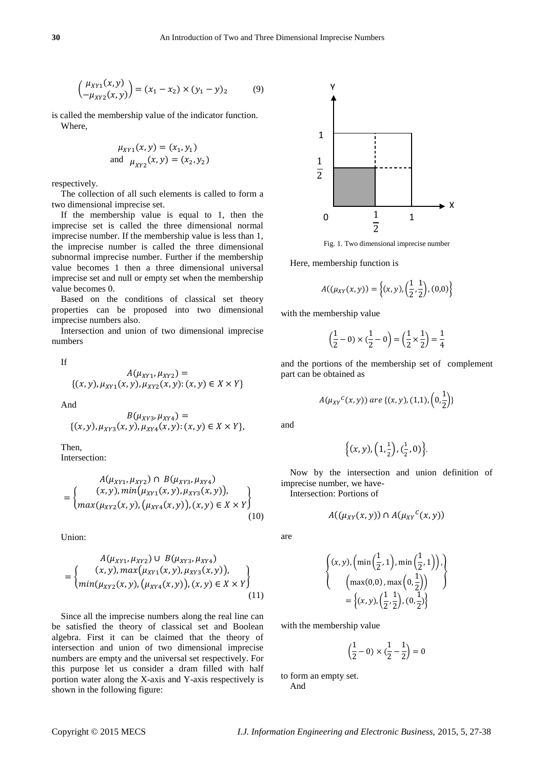$$\begin{pmatrix} \mu_{XY1}(x,y) \\ -\mu_{XY2}(x,y) \end{pmatrix} = (x_1 - x_2) \times (y_1 - y)_2 \tag{9}$$

is called the membership value of the indicator function.

Where,

$$\mu_{XY1}(x,y) = (x_1, y_1)$$
and $\mu_{XY2}(x,y) = (x_2, y_2)$

respectively.

The collection of all such elements is called to form a two dimensional imprecise set.

If the membership value is equal to 1, then the imprecise set is called the three dimensional normal imprecise number. If the membership value is less than 1, the imprecise number is called the three dimensional subnormal imprecise number. Further if the membership value becomes 1 then a three dimensional universal imprecise set and null or empty set when the membership value becomes 0.

Based on the conditions of classical set theory properties can be proposed into two dimensional imprecise numbers also.

Intersection and union of two dimensional imprecise numbers

If

$$A(\mu_{XY1}, \mu_{XY2}) = \{(x,y), \mu_{XY1}(x,y), \mu_{XY2}(x,y) : (x,y) \in X \times Y\}$$

And

$$B(\mu_{XY3}, \mu_{XY4}) = \{(x,y), \mu_{XY3}(x,y), \mu_{XY4}(x,y) : (x,y) \in X \times Y\},$$

Then,

Intersection:

$$A(\mu_{XY1}, \mu_{XY2}) \cap B(\mu_{XY3}, \mu_{XY4}) = \begin{Bmatrix} (x,y), min(\mu_{XY1}(x,y), \mu_{XY3}(x,y)), \\ max(\mu_{XY2}(x,y), (\mu_{XY4}(x,y)), (x,y) \in X \times Y \end{Bmatrix} \tag{10}$$

Union:

$$A(\mu_{XY1}, \mu_{XY2}) \cup B(\mu_{XY3}, \mu_{XY4}) = \begin{Bmatrix} (x,y), max(\mu_{XY1}(x,y), \mu_{XY3}(x,y)), \\ min(\mu_{XY2}(x,y), (\mu_{XY4}(x,y)), (x,y) \in X \times Y \end{Bmatrix} \tag{11}$$

Since all the imprecise numbers along the real line can be satisfied the theory of classical set and Boolean algebra. First it can be claimed that the theory of intersection and union of two dimensional imprecise numbers are empty and the universal set respectively. For this purpose let us consider a dram filled with half portion water along the X-axis and Y-axis respectively is shown in the following figure:

Fig. 1. Two dimensional imprecise number

Here, membership function is

$$A((\mu_{XY}(x,y)) = \left\{(x,y), \left(\frac{1}{2}, \frac{1}{2}\right), (0,0)\right\}$$

with the membership value

$$\left(\frac{1}{2} - 0\right) \times \left(\frac{1}{2} - 0\right) = \left(\frac{1}{2} \times \frac{1}{2}\right) = \frac{1}{4}$$

and the portions of the membership set of complement part can be obtained as

$$A({\mu_{XY}}^C(x,y)) \; are \; \{(x,y), (1,1), \left(0, \frac{1}{2}\right)\}$$

and

$$\left\{(x,y), \left(1, \frac{1}{2}\right), \left(\frac{1}{2}, 0\right)\right\}.$$

Now by the intersection and union definition of imprecise number, we have-

Intersection: Portions of

$$A((\mu_{XY}(x,y)) \cap A({\mu_{XY}}^C(x,y))$$

are

$$\begin{Bmatrix} (x,y), \left(\min\left(\frac{1}{2}, 1\right), \min\left(\frac{1}{2}, 1\right)\right), \\ \left(\max(0,0), \max\left(0, \frac{1}{2}\right)\right) \end{Bmatrix} = \left\{(x,y), \left(\frac{1}{2}, \frac{1}{2}\right), \left(0, \frac{1}{2}\right)\right\}$$

with the membership value

$$\left(\frac{1}{2} - 0\right) \times \left(\frac{1}{2} - \frac{1}{2}\right) = 0$$

to form an empty set.

And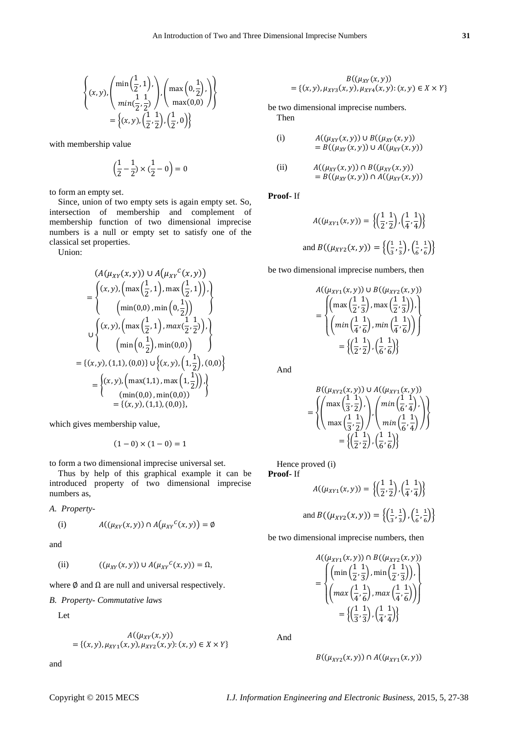$$\left\{(x,y),\begin{pmatrix}\min\left(\frac{1}{2},1\right),\\ min(\frac{1}{2},\frac{1}{2})\end{pmatrix},\begin{pmatrix}\max\left(0,\frac{1}{2}\right),\\ \max(0,0)\end{pmatrix}\right\} = \left\{(x,y),\left(\frac{1}{2},\frac{1}{2}\right),\left(\frac{1}{2},0\right)\right\}$$

with membership value

$$\left(\frac{1}{2}-\frac{1}{2}\right)\times(\frac{1}{2}-0\Big) = 0$$

to form an empty set.

Since, union of two empty sets is again empty set. So, intersection of membership and complement of membership function of two dimensional imprecise numbers is a null or empty set to satisfy one of the classical set properties.

Union:

$$\begin{aligned}
&(A(\mu_{XY}(x,y)) \cup A\big(\mu_{XY}{}^{C}(x,y)\big) \\
&= \left\{\begin{matrix}(x,y),\left(\max\left(\frac{1}{2},1\right),\max\left(\frac{1}{2},1\right)\right), \\ \left(\min(0,0),\min\left(0,\frac{1}{2}\right)\right)\end{matrix}\right\} \\
&\cup \left\{\begin{matrix}(x,y),\left(\max\left(\frac{1}{2},1\right),max(\frac{1}{2},\frac{1}{2})\right), \\ \left(\min\left(0,\frac{1}{2}\right),\min(0,0)\right)\end{matrix}\right\} \\
&= \{(x,y),(1,1),(0,0)\} \cup \left\{(x,y),\left(1,\frac{1}{2}\right),(0,0)\right\} \\
&= \left\{\begin{matrix}(x,y),\left(\max(1,1),\max\left(1,\frac{1}{2}\right)\right), \\ (\min(0,0),\min(0,0))\end{matrix}\right\} \\
&= \{(x,y),(1,1),(0,0)\},
\end{aligned}$$

which gives membership value,

$$(1-0)\times(1-0) = 1$$

to form a two dimensional imprecise universal set.

Thus by help of this graphical example it can be introduced property of two dimensional imprecise numbers as,

*A. Property-*

(i) $$A((\mu_{XY}(x,y)) \cap A\big(\mu_{XY}{}^{C}(x,y)\big) = \emptyset$$

and

(ii) $$((\mu_{XY}(x,y)) \cup A(\mu_{XY}{}^{C}(x,y)) = \Omega,$$

where $\emptyset$ and $\Omega$ are null and universal respectively.

*B. Property- Commutative laws*

Let

$$A((\mu_{XY}(x,y)) = \{(x,y),\mu_{XY1}(x,y),\mu_{XY2}(x,y):(x,y)\in X\times Y\}$$

and

$$B((\mu_{XY}(x,y)) = \{(x,y),\mu_{XY3}(x,y),\mu_{XY4}(x,y):(x,y)\in X\times Y\}$$

be two dimensional imprecise numbers.

Then

(i) $$A((\mu_{XY}(x,y)) \cup B((\mu_{XY}(x,y)) = B((\mu_{XY}(x,y)) \cup A((\mu_{XY}(x,y))$$

(ii) $$A((\mu_{XY}(x,y)) \cap B((\mu_{XY}(x,y)) = B((\mu_{XY}(x,y)) \cap A((\mu_{XY}(x,y))$$

**Proof-** If

$$A((\mu_{XY1}(x,y)) = \left\{\left(\frac{1}{2},\frac{1}{2}\right),\left(\frac{1}{4},\frac{1}{4}\right)\right\}$$

$$\text{and } B((\mu_{XY2}(x,y)) = \left\{\left(\frac{1}{3},\frac{1}{3}\right),\left(\frac{1}{6},\frac{1}{6}\right)\right\}$$

be two dimensional imprecise numbers, then

$$\begin{aligned}
&A((\mu_{XY1}(x,y)) \cup B((\mu_{XY2}(x,y)) \\
&= \left\{\begin{matrix}\left(\max\left(\frac{1}{2},\frac{1}{3}\right),\max\left(\frac{1}{2},\frac{1}{3}\right)\right), \\ \left(min\left(\frac{1}{4},\frac{1}{6}\right),min\left(\frac{1}{4},\frac{1}{6}\right)\right)\end{matrix}\right\} \\
&= \left\{\left(\frac{1}{2},\frac{1}{2}\right),\left(\frac{1}{6},\frac{1}{6}\right)\right\}
\end{aligned}$$

And

$$\begin{aligned}
&B((\mu_{XY2}(x,y)) \cup A((\mu_{XY1}(x,y)) \\
&= \left\{\begin{pmatrix}\max\left(\frac{1}{3},\frac{1}{2}\right), \\ \max\left(\frac{1}{3},\frac{1}{2}\right)\end{pmatrix},\begin{pmatrix}min\left(\frac{1}{6},\frac{1}{4}\right), \\ min\left(\frac{1}{6},\frac{1}{4}\right)\end{pmatrix}\right\} \\
&= \left\{\left(\frac{1}{2},\frac{1}{2}\right),\left(\frac{1}{6},\frac{1}{6}\right)\right\}
\end{aligned}$$

Hence proved (i)

**Proof-** If

$$A((\mu_{XY1}(x,y)) = \left\{\left(\frac{1}{2},\frac{1}{2}\right),\left(\frac{1}{4},\frac{1}{4}\right)\right\}$$

$$\text{and } B((\mu_{XY2}(x,y)) = \left\{\left(\frac{1}{3},\frac{1}{3}\right),\left(\frac{1}{6},\frac{1}{6}\right)\right\}$$

be two dimensional imprecise numbers, then

$$\begin{aligned}
&A((\mu_{XY1}(x,y)) \cap B((\mu_{XY2}(x,y)) \\
&= \left\{\begin{matrix}\left(\min\left(\frac{1}{2},\frac{1}{3}\right),\min\left(\frac{1}{2},\frac{1}{3}\right)\right), \\ \left(max\left(\frac{1}{4},\frac{1}{6}\right),max\left(\frac{1}{4},\frac{1}{6}\right)\right)\end{matrix}\right\} \\
&= \left\{\left(\frac{1}{3},\frac{1}{3}\right),\left(\frac{1}{4},\frac{1}{4}\right)\right\}
\end{aligned}$$

And

$$B((\mu_{XY2}(x,y)) \cap A((\mu_{XY1}(x,y))$$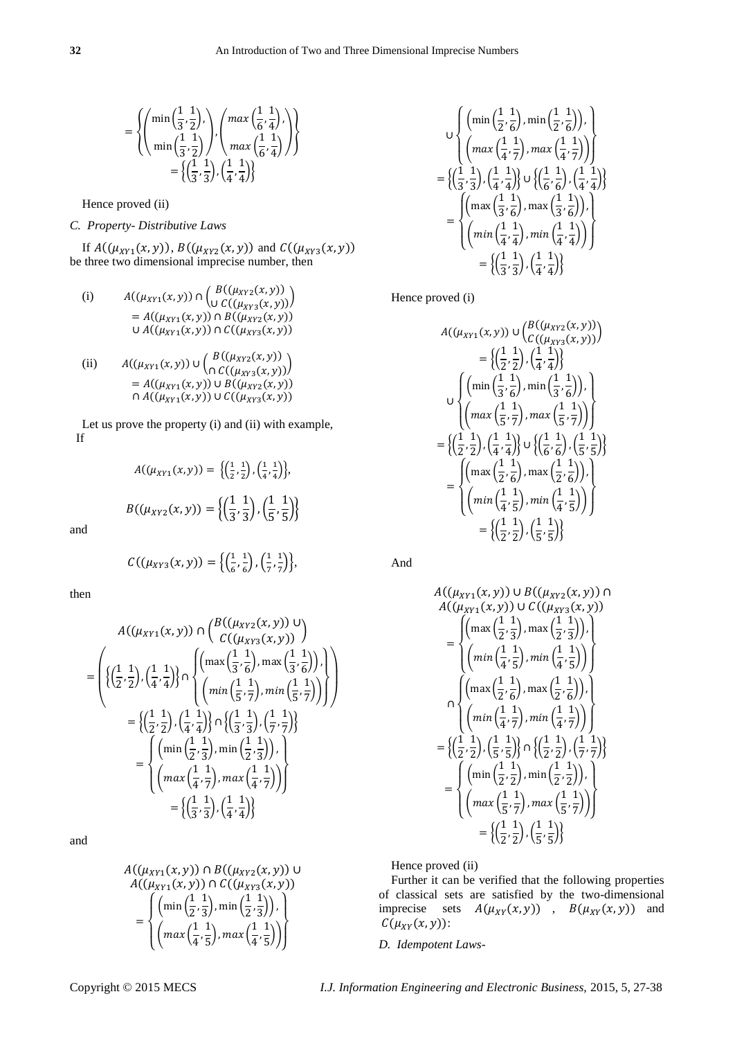$$
= \left\{ \begin{pmatrix} \min\left(\frac{1}{3}, \frac{1}{2}\right), \\ \min\left(\frac{1}{3}, \frac{1}{2}\right) \end{pmatrix}, \begin{pmatrix} max\left(\frac{1}{6}, \frac{1}{4}\right), \\ max\left(\frac{1}{6}, \frac{1}{4}\right) \end{pmatrix} \right\}
$$

$$
= \left\{ \left(\frac{1}{3}, \frac{1}{3}\right), \left(\frac{1}{4}, \frac{1}{4}\right) \right\}
$$

Hence proved (ii)

*C. Property- Distributive Laws*

If $A((\mu_{XY1}(x,y))$, $B((\mu_{XY2}(x,y))$ and $C((\mu_{XY3}(x,y))$ be three two dimensional imprecise number, then

(i) $$A((\mu_{XY1}(x,y)) \cap \begin{pmatrix} B((\mu_{XY2}(x,y)) \\ \cup\, C((\mu_{XY3}(x,y)) \end{pmatrix} = A((\mu_{XY1}(x,y)) \cap B((\mu_{XY2}(x,y)) \cup A((\mu_{XY1}(x,y)) \cap C((\mu_{XY3}(x,y))$$

(ii) $$A((\mu_{XY1}(x,y)) \cup \begin{pmatrix} B((\mu_{XY2}(x,y)) \\ \cap\, C((\mu_{XY3}(x,y)) \end{pmatrix} = A((\mu_{XY1}(x,y)) \cup B((\mu_{XY2}(x,y)) \cap A((\mu_{XY1}(x,y)) \cup C((\mu_{XY3}(x,y))$$

Let us prove the property (i) and (ii) with example, If

$$A((\mu_{XY1}(x,y)) = \left\{ \left(\frac{1}{2}, \frac{1}{2}\right), \left(\frac{1}{4}, \frac{1}{4}\right) \right\},$$

$$B((\mu_{XY2}(x,y)) = \left\{ \left(\frac{1}{3}, \frac{1}{3}\right), \left(\frac{1}{5}, \frac{1}{5}\right) \right\}$$

and

$$C((\mu_{XY3}(x,y)) = \left\{ \left(\frac{1}{6}, \frac{1}{6}\right), \left(\frac{1}{7}, \frac{1}{7}\right) \right\},$$

then

$$A((\mu_{XY1}(x,y)) \cap \begin{pmatrix} B((\mu_{XY2}(x,y)) \cup \\ C((\mu_{XY3}(x,y)) \end{pmatrix}$$

$$= \left( \left\{ \left(\frac{1}{2}, \frac{1}{2}\right), \left(\frac{1}{4}, \frac{1}{4}\right) \right\} \cap \left\{ \begin{matrix} \left( \max\left(\frac{1}{3}, \frac{1}{6}\right), \max\left(\frac{1}{3}, \frac{1}{6}\right) \right), \\ \left( min\left(\frac{1}{5}, \frac{1}{7}\right), min\left(\frac{1}{5}, \frac{1}{7}\right) \right) \end{matrix} \right\} \right)$$

$$= \left\{ \left(\frac{1}{2}, \frac{1}{2}\right), \left(\frac{1}{4}, \frac{1}{4}\right) \right\} \cap \left\{ \left(\frac{1}{3}, \frac{1}{3}\right), \left(\frac{1}{7}, \frac{1}{7}\right) \right\}$$

$$= \left\{ \begin{matrix} \left( \min\left(\frac{1}{2}, \frac{1}{3}\right), \min\left(\frac{1}{2}, \frac{1}{3}\right) \right), \\ \left( max\left(\frac{1}{4}, \frac{1}{7}\right), max\left(\frac{1}{4}, \frac{1}{7}\right) \right) \end{matrix} \right\}$$

$$= \left\{ \left(\frac{1}{3}, \frac{1}{3}\right), \left(\frac{1}{4}, \frac{1}{4}\right) \right\}$$

and

$$A((\mu_{XY1}(x,y)) \cap B((\mu_{XY2}(x,y)) \cup A((\mu_{XY1}(x,y)) \cap C((\mu_{XY3}(x,y))$$

$$= \left\{ \begin{matrix} \left( \min\left(\frac{1}{2}, \frac{1}{3}\right), \min\left(\frac{1}{2}, \frac{1}{3}\right) \right), \\ \left( max\left(\frac{1}{4}, \frac{1}{5}\right), max\left(\frac{1}{4}, \frac{1}{5}\right) \right) \end{matrix} \right\}$$

$$\cup \left\{ \begin{matrix} \left( \min\left(\frac{1}{2}, \frac{1}{6}\right), \min\left(\frac{1}{2}, \frac{1}{6}\right) \right), \\ \left( max\left(\frac{1}{4}, \frac{1}{7}\right), max\left(\frac{1}{4}, \frac{1}{7}\right) \right) \end{matrix} \right\}$$

$$= \left\{ \left(\frac{1}{3}, \frac{1}{3}\right), \left(\frac{1}{4}, \frac{1}{4}\right) \right\} \cup \left\{ \left(\frac{1}{6}, \frac{1}{6}\right), \left(\frac{1}{4}, \frac{1}{4}\right) \right\}$$

$$= \left\{ \begin{matrix} \left( \max\left(\frac{1}{3}, \frac{1}{6}\right), \max\left(\frac{1}{3}, \frac{1}{6}\right) \right), \\ \left( min\left(\frac{1}{4}, \frac{1}{4}\right), min\left(\frac{1}{4}, \frac{1}{4}\right) \right) \end{matrix} \right\}$$

$$= \left\{ \left(\frac{1}{3}, \frac{1}{3}\right), \left(\frac{1}{4}, \frac{1}{4}\right) \right\}$$

Hence proved (i)

$$A((\mu_{XY1}(x,y)) \cup \begin{pmatrix} B((\mu_{XY2}(x,y)) \\ C((\mu_{XY3}(x,y)) \end{pmatrix}$$

$$= \left\{ \left(\frac{1}{2}, \frac{1}{2}\right), \left(\frac{1}{4}, \frac{1}{4}\right) \right\}$$

$$\cup \left\{ \begin{matrix} \left( \min\left(\frac{1}{3}, \frac{1}{6}\right), \min\left(\frac{1}{3}, \frac{1}{6}\right) \right), \\ \left( max\left(\frac{1}{5}, \frac{1}{7}\right), max\left(\frac{1}{5}, \frac{1}{7}\right) \right) \end{matrix} \right\}$$

$$= \left\{ \left(\frac{1}{2}, \frac{1}{2}\right), \left(\frac{1}{4}, \frac{1}{4}\right) \right\} \cup \left\{ \left(\frac{1}{6}, \frac{1}{6}\right), \left(\frac{1}{5}, \frac{1}{5}\right) \right\}$$

$$= \left\{ \begin{matrix} \left( \max\left(\frac{1}{2}, \frac{1}{6}\right), \max\left(\frac{1}{2}, \frac{1}{6}\right) \right), \\ \left( min\left(\frac{1}{4}, \frac{1}{5}\right), min\left(\frac{1}{4}, \frac{1}{5}\right) \right) \end{matrix} \right\}$$

$$= \left\{ \left(\frac{1}{2}, \frac{1}{2}\right), \left(\frac{1}{5}, \frac{1}{5}\right) \right\}$$

And

$$A((\mu_{XY1}(x,y)) \cup B((\mu_{XY2}(x,y)) \cap A((\mu_{XY1}(x,y)) \cup C((\mu_{XY3}(x,y))$$

$$= \left\{ \begin{matrix} \left( \max\left(\frac{1}{2}, \frac{1}{3}\right), \max\left(\frac{1}{2}, \frac{1}{3}\right) \right), \\ \left( min\left(\frac{1}{4}, \frac{1}{5}\right), min\left(\frac{1}{4}, \frac{1}{5}\right) \right) \end{matrix} \right\}$$

$$\cap \left\{ \begin{matrix} \left( \max\left(\frac{1}{2}, \frac{1}{6}\right), \max\left(\frac{1}{2}, \frac{1}{6}\right) \right), \\ \left( min\left(\frac{1}{4}, \frac{1}{7}\right), min\left(\frac{1}{4}, \frac{1}{7}\right) \right) \end{matrix} \right\}$$

$$= \left\{ \left(\frac{1}{2}, \frac{1}{2}\right), \left(\frac{1}{5}, \frac{1}{5}\right) \right\} \cap \left\{ \left(\frac{1}{2}, \frac{1}{2}\right), \left(\frac{1}{7}, \frac{1}{7}\right) \right\}$$

$$= \left\{ \begin{matrix} \left( \min\left(\frac{1}{2}, \frac{1}{2}\right), \min\left(\frac{1}{2}, \frac{1}{2}\right) \right), \\ \left( max\left(\frac{1}{5}, \frac{1}{7}\right), max\left(\frac{1}{5}, \frac{1}{7}\right) \right) \end{matrix} \right\}$$

$$= \left\{ \left(\frac{1}{2}, \frac{1}{2}\right), \left(\frac{1}{5}, \frac{1}{5}\right) \right\}$$

Hence proved (ii)

Further it can be verified that the following properties of classical sets are satisfied by the two-dimensional imprecise sets $A(\mu_{XY}(x,y))$, $B(\mu_{XY}(x,y))$ and $C(\mu_{XY}(x,y))$:

*D. Idempotent Laws-*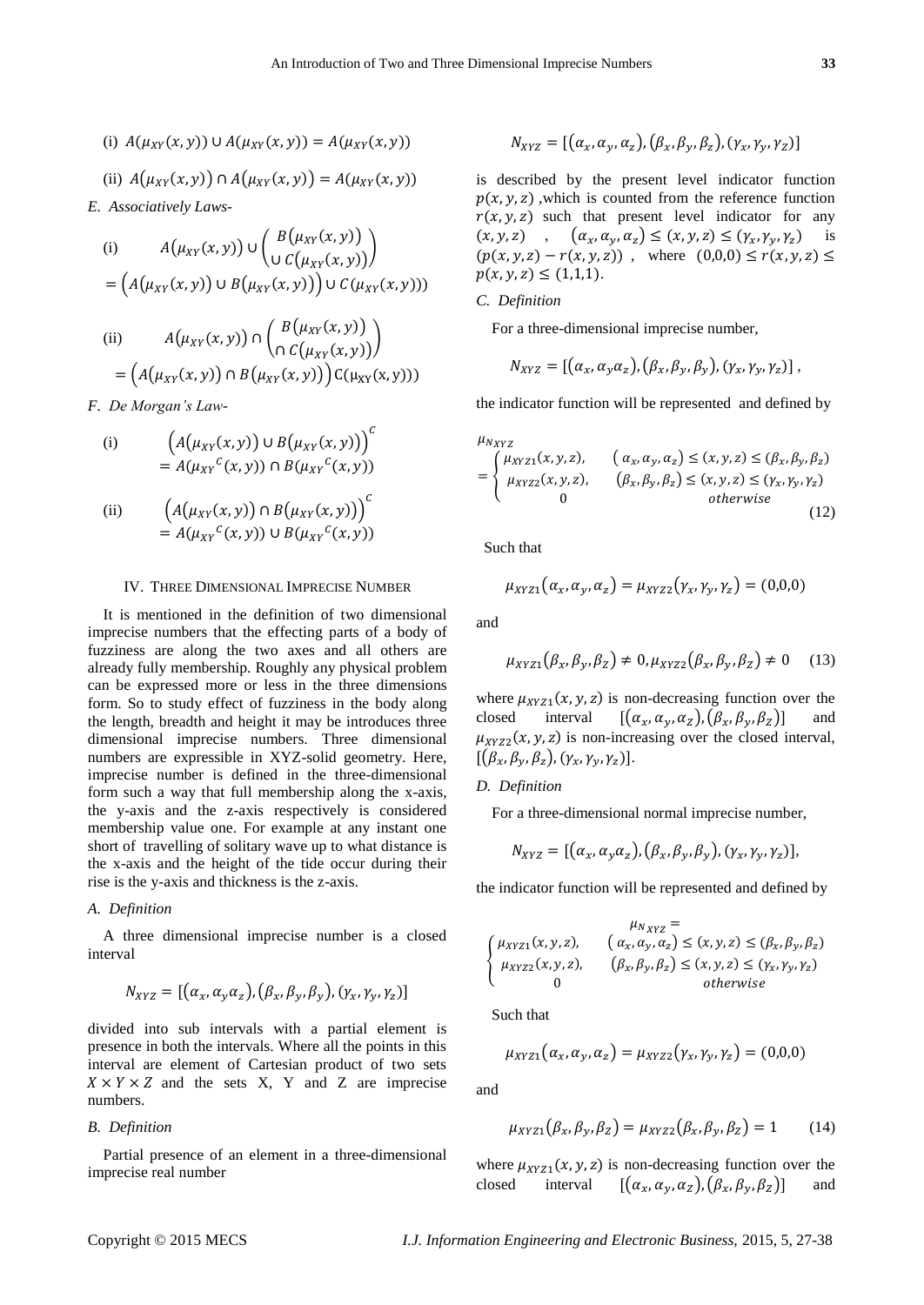(i) $A(\mu_{XY}(x,y)) \cup A(\mu_{XY}(x,y)) = A(\mu_{XY}(x,y))$

(ii) $A(\mu_{XY}(x,y)) \cap A(\mu_{XY}(x,y)) = A(\mu_{XY}(x,y))$

*E. Associatively Laws-*

(i) $$A(\mu_{XY}(x,y)) \cup \begin{pmatrix} B(\mu_{XY}(x,y)) \\ \cup\, C(\mu_{XY}(x,y)) \end{pmatrix} = \left(A(\mu_{XY}(x,y)) \cup B(\mu_{XY}(x,y))\right) \cup C(\mu_{XY}(x,y)))$$

(ii) $$A(\mu_{XY}(x,y)) \cap \begin{pmatrix} B(\mu_{XY}(x,y)) \\ \cap\, C(\mu_{XY}(x,y)) \end{pmatrix} = \left(A(\mu_{XY}(x,y)) \cap B(\mu_{XY}(x,y))\right) C(\mu_{XY}(x,y)))$$

*F. De Morgan's Law-*

(i) $$\left(A(\mu_{XY}(x,y)) \cup B(\mu_{XY}(x,y))\right)^C = A(\mu_{XY}{}^C(x,y)) \cap B(\mu_{XY}{}^C(x,y))$$

(ii) $$\left(A(\mu_{XY}(x,y)) \cap B(\mu_{XY}(x,y))\right)^C = A(\mu_{XY}{}^C(x,y)) \cup B(\mu_{XY}{}^C(x,y))$$

## IV. Three Dimensional Imprecise Number

It is mentioned in the definition of two dimensional imprecise numbers that the effecting parts of a body of fuzziness are along the two axes and all others are already fully membership. Roughly any physical problem can be expressed more or less in the three dimensions form. So to study effect of fuzziness in the body along the length, breadth and height it may be introduces three dimensional imprecise numbers. Three dimensional numbers are expressible in XYZ-solid geometry. Here, imprecise number is defined in the three-dimensional form such a way that full membership along the x-axis, the y-axis and the z-axis respectively is considered membership value one. For example at any instant one short of travelling of solitary wave up to what distance is the x-axis and the height of the tide occur during their rise is the y-axis and thickness is the z-axis.

*A. Definition*

A three dimensional imprecise number is a closed interval

$$N_{XYZ} = [(\alpha_x, \alpha_y \alpha_z), (\beta_x, \beta_y, \beta_y), (\gamma_x, \gamma_y, \gamma_z)]$$

divided into sub intervals with a partial element is presence in both the intervals. Where all the points in this interval are element of Cartesian product of two sets $X \times Y \times Z$ and the sets X, Y and Z are imprecise numbers.

*B. Definition*

Partial presence of an element in a three-dimensional imprecise real number

$$N_{XYZ} = [(\alpha_x, \alpha_y, \alpha_z), (\beta_x, \beta_y, \beta_z), (\gamma_x, \gamma_y, \gamma_Z)]$$

is described by the present level indicator function $p(x,y,z)$ ,which is counted from the reference function $r(x,y,z)$ such that present level indicator for any $(x,y,z)$ , $(\alpha_x, \alpha_y, \alpha_z) \le (x,y,z) \le (\gamma_x, \gamma_y, \gamma_z)$ is $(p(x,y,z) - r(x,y,z))$ , where $(0,0,0) \le r(x,y,z) \le p(x,y,z) \le (1,1,1)$.

*C. Definition*

For a three-dimensional imprecise number,

$$N_{XYZ} = [(\alpha_x, \alpha_y \alpha_z), (\beta_x, \beta_y, \beta_y), (\gamma_x, \gamma_y, \gamma_z)]\ ,$$

the indicator function will be represented and defined by

$$\mu_{N_{XYZ}} = \begin{cases} \mu_{XYZ1}(x,y,z), & (\alpha_x, \alpha_y, \alpha_z) \le (x,y,z) \le (\beta_x, \beta_y, \beta_z) \\ \mu_{XYZ2}(x,y,z), & (\beta_x, \beta_y, \beta_z) \le (x,y,z) \le (\gamma_x, \gamma_y, \gamma_z) \\ 0 & otherwise \end{cases} \tag{12}$$

Such that

$$\mu_{XYZ1}(\alpha_x, \alpha_y, \alpha_z) = \mu_{XYZ2}(\gamma_x, \gamma_y, \gamma_z) = (0,0,0)$$

and

$$\mu_{XYZ1}(\beta_x, \beta_y, \beta_Z) \ne 0, \mu_{XYZ2}(\beta_x, \beta_y, \beta_Z) \ne 0 \tag{13}$$

where $\mu_{XYZ1}(x,y,z)$ is non-decreasing function over the closed interval $[(\alpha_x, \alpha_y, \alpha_Z), (\beta_x, \beta_y, \beta_Z)]$ and $\mu_{XYZ2}(x,y,z)$ is non-increasing over the closed interval, $[(\beta_x, \beta_y, \beta_z), (\gamma_x, \gamma_y, \gamma_z)]$.

*D. Definition*

For a three-dimensional normal imprecise number,

$$N_{XYZ} = [(\alpha_x, \alpha_y \alpha_z), (\beta_x, \beta_y, \beta_y), (\gamma_x, \gamma_y, \gamma_z)],$$

the indicator function will be represented and defined by

$$\mu_{N_{XYZ}} = \begin{cases} \mu_{XYZ1}(x,y,z), & (\alpha_x, \alpha_y, \alpha_z) \le (x,y,z) \le (\beta_x, \beta_y, \beta_z) \\ \mu_{XYZ2}(x,y,z), & (\beta_x, \beta_y, \beta_z) \le (x,y,z) \le (\gamma_x, \gamma_y, \gamma_z) \\ 0 & otherwise \end{cases}$$

Such that

$$\mu_{XYZ1}(\alpha_x, \alpha_y, \alpha_z) = \mu_{XYZ2}(\gamma_x, \gamma_y, \gamma_z) = (0,0,0)$$

and

$$\mu_{XYZ1}(\beta_x, \beta_y, \beta_Z) = \mu_{XYZ2}(\beta_x, \beta_y, \beta_Z) = 1 \tag{14}$$

where $\mu_{XYZ1}(x,y,z)$ is non-decreasing function over the closed interval $[(\alpha_x, \alpha_y, \alpha_z), (\beta_x, \beta_y, \beta_Z)]$ and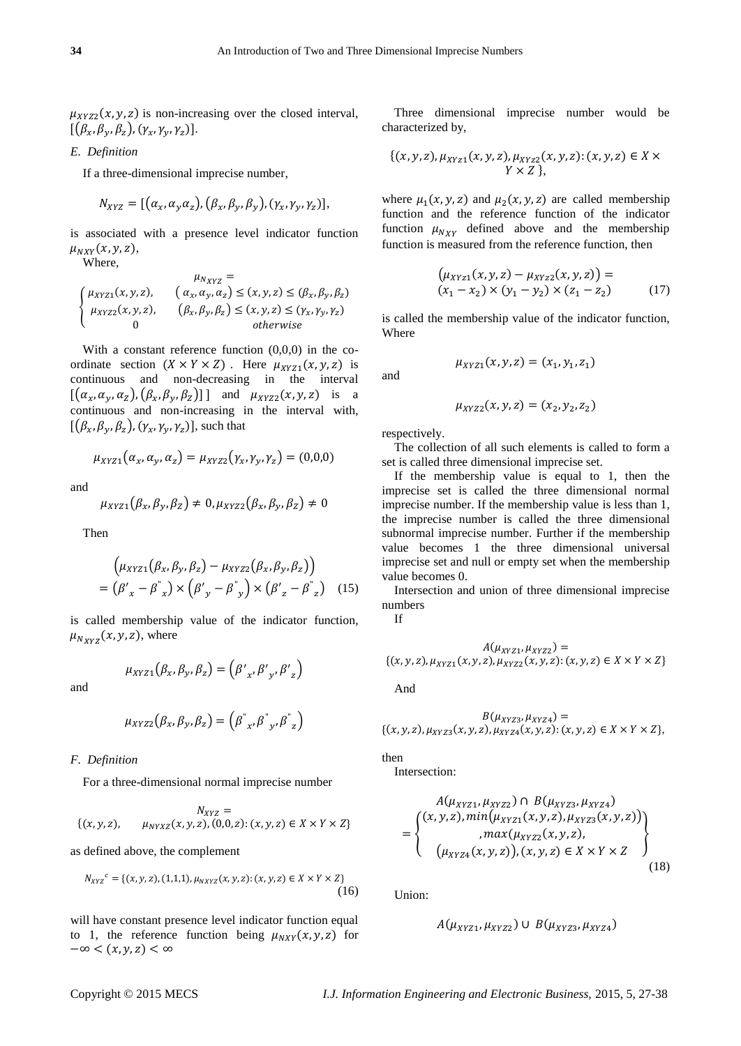$\mu_{XYZ2}(x,y,z)$ is non-increasing over the closed interval, $[(\beta_x,\beta_y,\beta_z),(\gamma_x,\gamma_y,\gamma_z)]$.

### *E. Definition*

If a three-dimensional imprecise number,

$$N_{XYZ} = [(\alpha_x,\alpha_y\alpha_z),(\beta_x,\beta_y,\beta_y),(\gamma_x,\gamma_y,\gamma_z)],$$

is associated with a presence level indicator function $\mu_{NXY}(x,y,z)$,

Where,

$$\mu_{N_{XYZ}} = \begin{cases} \mu_{XYZ1}(x,y,z), & (\alpha_x,\alpha_y,\alpha_z) \le (x,y,z) \le (\beta_x,\beta_y,\beta_z) \\ \mu_{XYZ2}(x,y,z), & (\beta_x,\beta_y,\beta_z) \le (x,y,z) \le (\gamma_x,\gamma_y,\gamma_z) \\ 0 & otherwise \end{cases}$$

With a constant reference function (0,0,0) in the co-ordinate section $(X \times Y \times Z)$. Here $\mu_{XYZ1}(x,y,z)$ is continuous and non-decreasing in the interval $[(\alpha_x,\alpha_y,\alpha_Z),(\beta_x,\beta_y,\beta_Z)]]$ and $\mu_{XYZ2}(x,y,z)$ is a continuous and non-increasing in the interval with, $[(\beta_x,\beta_y,\beta_z),(\gamma_x,\gamma_y,\gamma_z)]$, such that

$$\mu_{XYZ1}(\alpha_x,\alpha_y,\alpha_z) = \mu_{XYZ2}(\gamma_x,\gamma_y,\gamma_z) = (0,0,0)$$

and

$$\mu_{XYZ1}(\beta_x,\beta_y,\beta_Z) \neq 0, \mu_{XYZ2}(\beta_x,\beta_y,\beta_Z) \neq 0$$

Then

$$\left(\mu_{XYZ1}(\beta_x,\beta_y,\beta_z) - \mu_{XYZ2}(\beta_x,\beta_y,\beta_z)\right) = \left({\beta'}_x - {\beta''}_x\right) \times \left({\beta'}_y - {\beta''}_y\right) \times \left({\beta'}_z - {\beta''}_z\right) \quad (15)$$

is called membership value of the indicator function, $\mu_{N_{XYZ}}(x,y,z)$, where

$$\mu_{XYZ1}(\beta_x,\beta_y,\beta_z) = \left({\beta'}_x,{\beta'}_y,{\beta'}_z\right)$$

and

$$\mu_{XYZ2}(\beta_x,\beta_y,\beta_z) = \left({\beta''}_x,{\beta''}_y,{\beta''}_z\right)$$

### *F. Definition*

For a three-dimensional normal imprecise number

$$N_{XYZ} = \{(x,y,z), \quad \mu_{NYXZ}(x,y,z),(0,0,z):(x,y,z) \in X \times Y \times Z\}$$

as defined above, the complement

$$N_{XYZ}{}^c = \{(x,y,z),(1,1,1),\mu_{NXYZ}(x,y,z):(x,y,z) \in X \times Y \times Z\} \quad (16)$$

will have constant presence level indicator function equal to 1, the reference function being $\mu_{NXY}(x,y,z)$ for $-\infty < (x,y,z) < \infty$

Three dimensional imprecise number would be characterized by,

$$\{(x,y,z),\mu_{XYz1}(x,y,z),\mu_{XYz2}(x,y,z):(x,y,z) \in X \times Y \times Z\},$$

where $\mu_1(x,y,z)$ and $\mu_2(x,y,z)$ are called membership function and the reference function of the indicator function $\mu_{N_{XY}}$ defined above and the membership function is measured from the reference function, then

$$\left(\mu_{XYz1}(x,y,z) - \mu_{XYz2}(x,y,z)\right) = (x_1 - x_2) \times (y_1 - y_2) \times (z_1 - z_2) \quad (17)$$

is called the membership value of the indicator function, Where

$$\mu_{XYZ1}(x,y,z) = (x_1,y_1,z_1)$$

and

$$\mu_{XYZ2}(x,y,z) = (x_2,y_2,z_2)$$

respectively.

The collection of all such elements is called to form a set is called three dimensional imprecise set.

If the membership value is equal to 1, then the imprecise set is called the three dimensional normal imprecise number. If the membership value is less than 1, the imprecise number is called the three dimensional subnormal imprecise number. Further if the membership value becomes 1 the three dimensional universal imprecise set and null or empty set when the membership value becomes 0.

Intersection and union of three dimensional imprecise numbers

If

$$A(\mu_{XYZ1},\mu_{XYZ2}) = \{(x,y,z),\mu_{XYZ1}(x,y,z),\mu_{XYZ2}(x,y,z):(x,y,z) \in X \times Y \times Z\}$$

And

$$B(\mu_{XYZ3},\mu_{XYZ4}) = \{(x,y,z),\mu_{XYZ3}(x,y,z),\mu_{XYZ4}(x,y,z):(x,y,z) \in X \times Y \times Z\},$$

then

Intersection:

$$A(\mu_{XYZ1},\mu_{XYZ2}) \cap B(\mu_{XYZ3},\mu_{XYZ4}) = \begin{Bmatrix} (x,y,z), min\left(\mu_{XYZ1}(x,y,z),\mu_{XYZ3}(x,y,z)\right) \\ ,max(\mu_{XYZ2}(x,y,z), \\ \left(\mu_{XYZ4}(x,y,z)\right),(x,y,z) \in X \times Y \times Z \end{Bmatrix} \quad (18)$$

Union:

$$A(\mu_{XYZ1},\mu_{XYZ2}) \cup B(\mu_{XYZ3},\mu_{XYZ4})$$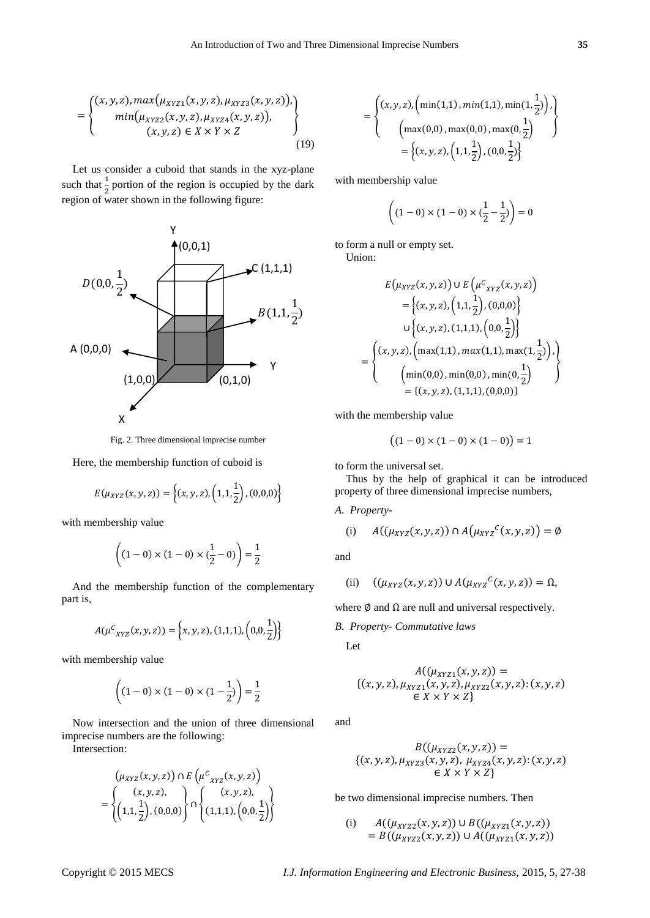$$= \begin{Bmatrix} (x,y,z), max\big(\mu_{XYZ1}(x,y,z), \mu_{XYZ3}(x,y,z)\big), \\ min\big(\mu_{XYZ2}(x,y,z), \mu_{XYZ4}(x,y,z)\big), \\ (x,y,z) \in X \times Y \times Z \end{Bmatrix} \tag{19}$$

Let us consider a cuboid that stands in the xyz-plane such that $\frac{1}{2}$ portion of the region is occupied by the dark region of water shown in the following figure:

Fig. 2. Three dimensional imprecise number

Here, the membership function of cuboid is

$$E(\mu_{XYZ}(x,y,z)) = \left\{(x,y,z), \left(1,1,\frac{1}{2}\right), (0,0,0)\right\}$$

with membership value

$$\left((1-0)\times(1-0)\times(\frac{1}{2}-0)\right) = \frac{1}{2}$$

And the membership function of the complementary part is,

$$A(\mu^{C}{}_{XYZ}(x,y,z)) = \left\{x,y,z), (1,1,1), \left(0,0,\frac{1}{2}\right)\right\}$$

with membership value

$$\left((1-0)\times(1-0)\times(1-\frac{1}{2})\right) = \frac{1}{2}$$

Now intersection and the union of three dimensional imprecise numbers are the following:

Intersection:

$$\big(\mu_{XYZ}(x,y,z)\big) \cap E\left(\mu^{C}{}_{XYZ}(x,y,z)\right)$$
$$= \begin{Bmatrix} (x,y,z), \\ \left(1,1,\frac{1}{2}\right), (0,0,0) \end{Bmatrix} \cap \begin{Bmatrix} (x,y,z), \\ (1,1,1), \left(0,0,\frac{1}{2}\right) \end{Bmatrix}$$

$$= \begin{Bmatrix} (x,y,z), \left(\min(1,1), min(1,1), \min(1,\frac{1}{2})\right), \\ \left(\max(0,0), \max(0,0), \max(0,\frac{1}{2}\right) \end{Bmatrix}$$
$$= \left\{(x,y,z), \left(1,1,\frac{1}{2}\right), (0,0,\frac{1}{2})\right\}$$

with membership value

$$\left((1-0)\times(1-0)\times(\frac{1}{2}-\frac{1}{2})\right) = 0$$

to form a null or empty set.

Union:

$$E\big(\mu_{XYZ}(x,y,z)\big) \cup E\left(\mu^{C}{}_{XYZ}(x,y,z)\right)$$
$$= \left\{(x,y,z), \left(1,1,\frac{1}{2}\right), (0,0,0)\right\}$$
$$\cup \left\{(x,y,z), (1,1,1), \left(0,0,\frac{1}{2}\right)\right\}$$
$$= \begin{Bmatrix} (x,y,z), \left(\max(1,1), max(1,1), \max(1,\frac{1}{2})\right), \\ \left(\min(0,0), \min(0,0), \min(0,\frac{1}{2}\right) \end{Bmatrix}$$
$$= \{(x,y,z), (1,1,1), (0,0,0)\}$$

with the membership value

$$\big((1-0)\times(1-0)\times(1-0)\big) = 1$$

to form the universal set.

Thus by the help of graphical it can be introduced property of three dimensional imprecise numbers,

*A. Property-*

(i) $A((\mu_{XYZ}(x,y,z)) \cap A\big(\mu_{XYZ}{}^{C}(x,y,z)\big) = \emptyset$

and

(ii) $((\mu_{XYZ}(x,y,z)) \cup A(\mu_{XYZ}{}^{C}(x,y,z)) = \Omega,$

where $\emptyset$ and $\Omega$ are null and universal respectively.

*B. Property- Commutative laws*

Let

$$A((\mu_{XYZ1}(x,y,z)) = \{(x,y,z), \mu_{XYZ1}(x,y,z), \mu_{XYZ2}(x,y,z) : (x,y,z) \in X \times Y \times Z\}$$

and

$$B((\mu_{XYZ2}(x,y,z)) = \{(x,y,z), \mu_{XYZ3}(x,y,z),\ \mu_{XYZ4}(x,y,z) : (x,y,z) \in X \times Y \times Z\}$$

be two dimensional imprecise numbers. Then

(i) $A((\mu_{XYZ2}(x,y,z)) \cup B((\mu_{XYZ1}(x,y,z)) = B((\mu_{XYZ2}(x,y,z)) \cup A((\mu_{XYZ1}(x,y,z))$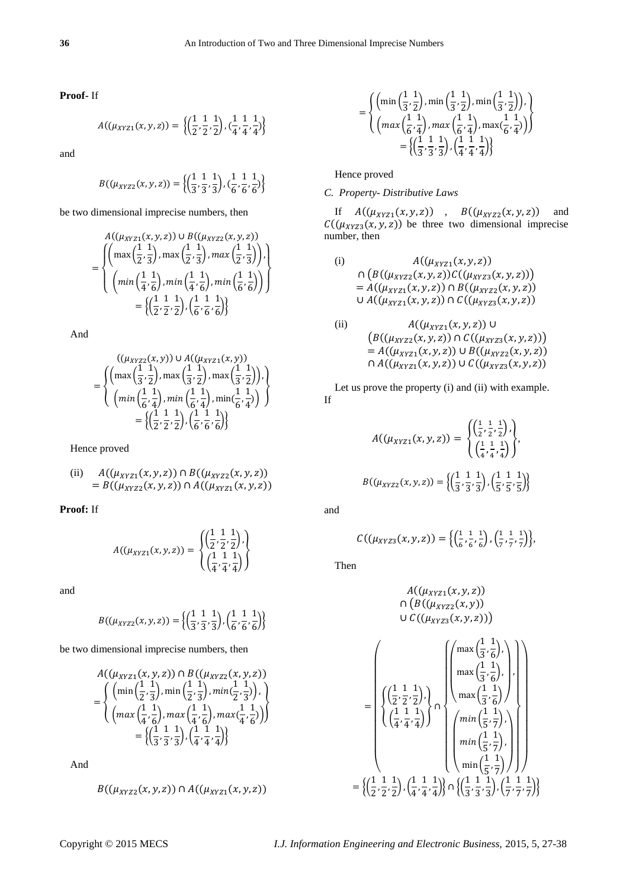**Proof**- If

$$A((\mu_{XYZ1}(x,y,z)) = \left\{\left(\frac{1}{2},\frac{1}{2},\frac{1}{2}\right),\left(\frac{1}{4},\frac{1}{4},\frac{1}{4}\right)\right\}$$

and

$$B((\mu_{XYZ2}(x,y,z)) = \left\{\left(\frac{1}{3},\frac{1}{3},\frac{1}{3}\right),\left(\frac{1}{6},\frac{1}{6},\frac{1}{6}\right)\right\}$$

be two dimensional imprecise numbers, then

$$A((\mu_{XYZ1}(x,y,z)) \cup B((\mu_{XYZ2}(x,y,z))$$
$$= \left\{\begin{matrix}\left(\max\left(\frac{1}{2},\frac{1}{3}\right),\max\left(\frac{1}{2},\frac{1}{3}\right),max\left(\frac{1}{2},\frac{1}{3}\right)\right),\\ \left(min\left(\frac{1}{4},\frac{1}{6}\right),min\left(\frac{1}{4},\frac{1}{6}\right),min\left(\frac{1}{6},\frac{1}{6}\right)\right)\end{matrix}\right\}$$
$$= \left\{\left(\frac{1}{2},\frac{1}{2},\frac{1}{2}\right),\left(\frac{1}{6},\frac{1}{6},\frac{1}{6}\right)\right\}$$

And

$$((\mu_{XYZ2}(x,y)) \cup A((\mu_{XYZ1}(x,y))$$
$$= \left\{\begin{matrix}\left(\max\left(\frac{1}{3},\frac{1}{2}\right),\max\left(\frac{1}{3},\frac{1}{2}\right),\max\left(\frac{1}{3},\frac{1}{2}\right)\right),\\ \left(min\left(\frac{1}{6},\frac{1}{4}\right),min\left(\frac{1}{6},\frac{1}{4}\right),\min\left(\frac{1}{6},\frac{1}{4}\right)\right)\end{matrix}\right\}$$
$$= \left\{\left(\frac{1}{2},\frac{1}{2},\frac{1}{2}\right),\left(\frac{1}{6},\frac{1}{6},\frac{1}{6}\right)\right\}$$

Hence proved

(ii) $A((\mu_{XYZ1}(x,y,z)) \cap B((\mu_{XYZ2}(x,y,z)) = B((\mu_{XYZ2}(x,y,z)) \cap A((\mu_{XYZ1}(x,y,z))$

**Proof:** If

$$A((\mu_{XYZ1}(x,y,z)) = \left\{\begin{matrix}\left(\frac{1}{2},\frac{1}{2},\frac{1}{2}\right),\\ \left(\frac{1}{4},\frac{1}{4},\frac{1}{4}\right)\end{matrix}\right\}$$

and

$$B((\mu_{XYZ2}(x,y,z)) = \left\{\left(\frac{1}{3},\frac{1}{3},\frac{1}{3}\right),\left(\frac{1}{6},\frac{1}{6},\frac{1}{6}\right)\right\}$$

be two dimensional imprecise numbers, then

$$A((\mu_{XYZ1}(x,y,z)) \cap B((\mu_{XYZ2}(x,y,z))$$
$$= \left\{\begin{matrix}\left(\min\left(\frac{1}{2},\frac{1}{3}\right),\min\left(\frac{1}{2},\frac{1}{3}\right),min\left(\frac{1}{2},\frac{1}{3}\right)\right),\\ \left(max\left(\frac{1}{4},\frac{1}{6}\right),max\left(\frac{1}{4},\frac{1}{6}\right),max\left(\frac{1}{4},\frac{1}{6}\right)\right)\end{matrix}\right\}$$
$$= \left\{\left(\frac{1}{3},\frac{1}{3},\frac{1}{3}\right),\left(\frac{1}{4},\frac{1}{4},\frac{1}{4}\right)\right\}$$

And

$$B((\mu_{XYZ2}(x,y,z)) \cap A((\mu_{XYZ1}(x,y,z))$$
$$= \left\{\begin{matrix}\left(\min\left(\frac{1}{3},\frac{1}{2}\right),\min\left(\frac{1}{3},\frac{1}{2}\right),\min\left(\frac{1}{3},\frac{1}{2}\right)\right),\\ \left(max\left(\frac{1}{6},\frac{1}{4}\right),max\left(\frac{1}{6},\frac{1}{4}\right),\max\left(\frac{1}{6},\frac{1}{4}\right)\right)\end{matrix}\right\}$$
$$= \left\{\left(\frac{1}{3},\frac{1}{3},\frac{1}{3}\right),\left(\frac{1}{4},\frac{1}{4},\frac{1}{4}\right)\right\}$$

Hence proved

*C. Property- Distributive Laws*

If $A((\mu_{XYZ1}(x,y,z))$ , $B((\mu_{XYZ2}(x,y,z))$ and $C((\mu_{XYZ3}(x,y,z))$ be three two dimensional imprecise number, then

(i) $A((\mu_{XYZ1}(x,y,z)) \cap \left(B((\mu_{XYZ2}(x,y,z))C((\mu_{XYZ3}(x,y,z))\right) = A((\mu_{XYZ1}(x,y,z)) \cap B((\mu_{XYZ2}(x,y,z)) \cup A((\mu_{XYZ1}(x,y,z)) \cap C((\mu_{XYZ3}(x,y,z))$

(ii) $A((\mu_{XYZ1}(x,y,z)) \cup \left(B((\mu_{XYZ2}(x,y,z)) \cap C((\mu_{XYZ3}(x,y,z))\right) = A((\mu_{XYZ1}(x,y,z)) \cup B((\mu_{XYZ2}(x,y,z)) \cap A((\mu_{XYZ1}(x,y,z)) \cup C((\mu_{XYZ3}(x,y,z))$

Let us prove the property (i) and (ii) with example.
If

$$A((\mu_{XYZ1}(x,y,z)) = \left\{\begin{matrix}\left(\frac{1}{2},\frac{1}{2},\frac{1}{2}\right),\\ \left(\frac{1}{4},\frac{1}{4},\frac{1}{4}\right)\end{matrix}\right\},$$

$$B((\mu_{XYZ2}(x,y,z)) = \left\{\left(\frac{1}{3},\frac{1}{3},\frac{1}{3}\right),\left(\frac{1}{5},\frac{1}{5},\frac{1}{5}\right)\right\}$$

and

$$C((\mu_{XYZ3}(x,y,z)) = \left\{\left(\frac{1}{6},\frac{1}{6},\frac{1}{6}\right),\left(\frac{1}{7},\frac{1}{7},\frac{1}{7}\right)\right\},$$

Then

$$A((\mu_{XYZ1}(x,y,z)) \cap \left(B((\mu_{XYZ2}(x,y)) \cup C((\mu_{XYZ3}(x,y,z))\right)$$

$$= \left(\left\{\begin{matrix}\left(\frac{1}{2},\frac{1}{2},\frac{1}{2}\right),\\ \left(\frac{1}{4},\frac{1}{4},\frac{1}{4}\right)\end{matrix}\right\} \cap \left\{\begin{matrix}\begin{pmatrix}\max\left(\frac{1}{3},\frac{1}{6}\right),\\ \max\left(\frac{1}{3},\frac{1}{6}\right),\\ \max\left(\frac{1}{3},\frac{1}{6}\right)\end{pmatrix},\\ \begin{pmatrix}min\left(\frac{1}{5},\frac{1}{7}\right),\\ min\left(\frac{1}{5},\frac{1}{7}\right),\\ \min\left(\frac{1}{5},\frac{1}{7}\right)\end{pmatrix}\end{matrix}\right\}\right)$$

$$= \left\{\left(\frac{1}{2},\frac{1}{2},\frac{1}{2}\right),\left(\frac{1}{4},\frac{1}{4},\frac{1}{4}\right)\right\} \cap \left\{\left(\frac{1}{3},\frac{1}{3},\frac{1}{3}\right),\left(\frac{1}{7},\frac{1}{7},\frac{1}{7}\right)\right\}$$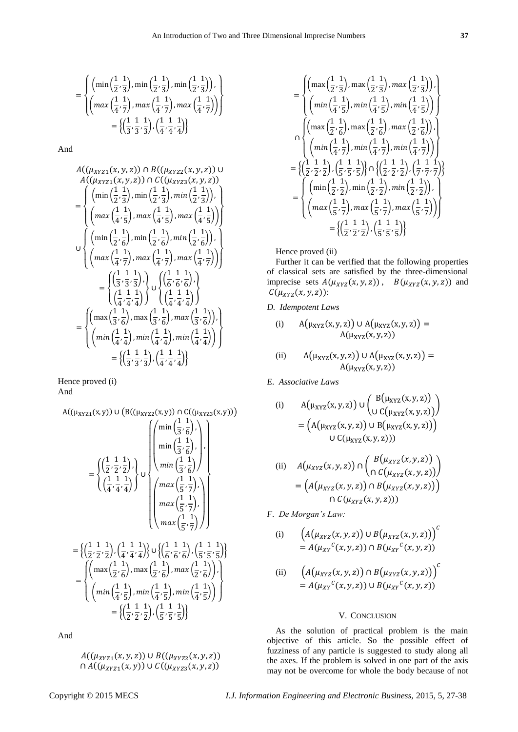$$= \left\{ \begin{array}{c} \left(\min\left(\frac{1}{2},\frac{1}{3}\right), \min\left(\frac{1}{2},\frac{1}{3}\right), \min\left(\frac{1}{2},\frac{1}{3}\right)\right), \\ \left(max\left(\frac{1}{4},\frac{1}{7}\right), max\left(\frac{1}{4},\frac{1}{7}\right), max\left(\frac{1}{4},\frac{1}{7}\right)\right) \end{array} \right\}$$

$$= \left\{\left(\frac{1}{3},\frac{1}{3},\frac{1}{3}\right), \left(\frac{1}{4},\frac{1}{4},\frac{1}{4}\right)\right\}$$

And

$$A((\mu_{XYZ1}(x,y,z)) \cap B((\mu_{XYZ2}(x,y,z)) \cup A((\mu_{XYZ1}(x,y,z)) \cap C((\mu_{XYZ3}(x,y,z))$$

$$= \left\{ \begin{array}{c} \left(\min\left(\frac{1}{2},\frac{1}{3}\right), \min\left(\frac{1}{2},\frac{1}{3}\right), min\left(\frac{1}{2},\frac{1}{3}\right)\right), \\ \left(max\left(\frac{1}{4},\frac{1}{5}\right), max\left(\frac{1}{4},\frac{1}{5}\right), max\left(\frac{1}{4},\frac{1}{5}\right)\right) \end{array} \right\} \cup \left\{ \begin{array}{c} \left(\min\left(\frac{1}{2},\frac{1}{6}\right), \min\left(\frac{1}{2},\frac{1}{6}\right), min\left(\frac{1}{2},\frac{1}{6}\right)\right), \\ \left(max\left(\frac{1}{4},\frac{1}{7}\right), max\left(\frac{1}{4},\frac{1}{7}\right), max\left(\frac{1}{4},\frac{1}{7}\right)\right) \end{array} \right\}$$

$$= \left\{ \begin{array}{c} \left(\frac{1}{3},\frac{1}{3},\frac{1}{3}\right), \\ \left(\frac{1}{4},\frac{1}{4},\frac{1}{4}\right) \end{array} \right\} \cup \left\{ \begin{array}{c} \left(\frac{1}{6},\frac{1}{6},\frac{1}{6}\right), \\ \left(\frac{1}{4},\frac{1}{4},\frac{1}{4}\right) \end{array} \right\}$$

$$= \left\{ \begin{array}{c} \left(\max\left(\frac{1}{3},\frac{1}{6}\right), \max\left(\frac{1}{3},\frac{1}{6}\right), max\left(\frac{1}{3},\frac{1}{6}\right)\right), \\ \left(min\left(\frac{1}{4},\frac{1}{4}\right), min\left(\frac{1}{4},\frac{1}{4}\right), min\left(\frac{1}{4},\frac{1}{4}\right)\right) \end{array} \right\}$$

$$= \left\{\left(\frac{1}{3},\frac{1}{3},\frac{1}{3}\right), \left(\frac{1}{4},\frac{1}{4},\frac{1}{4}\right)\right\}$$

Hence proved (i)

And

$$A((\mu_{XYZ1}(x,y)) \cup \left(B((\mu_{XYZ2}(x,y)) \cap C((\mu_{XYZ3}(x,y))\right)$$

$$= \left\{ \begin{array}{c} \left(\frac{1}{2},\frac{1}{2},\frac{1}{2}\right), \\ \left(\frac{1}{4},\frac{1}{4},\frac{1}{4}\right) \end{array} \right\} \cup \left\{ \begin{array}{c} \left( \begin{array}{c} \min\left(\frac{1}{3},\frac{1}{6}\right), \\ \min\left(\frac{1}{3},\frac{1}{6}\right), \\ min\left(\frac{1}{3},\frac{1}{6}\right) \end{array} \right), \\ \left( \begin{array}{c} max\left(\frac{1}{5},\frac{1}{7}\right), \\ max\left(\frac{1}{5},\frac{1}{7}\right), \\ max\left(\frac{1}{5},\frac{1}{7}\right) \end{array} \right) \end{array} \right\}$$

$$= \left\{\left(\frac{1}{2},\frac{1}{2},\frac{1}{2}\right), \left(\frac{1}{4},\frac{1}{4},\frac{1}{4}\right)\right\} \cup \left\{\left(\frac{1}{6},\frac{1}{6},\frac{1}{6}\right), \left(\frac{1}{5},\frac{1}{5},\frac{1}{5}\right)\right\}$$

$$= \left\{ \begin{array}{c} \left(\max\left(\frac{1}{2},\frac{1}{6}\right), \max\left(\frac{1}{2},\frac{1}{6}\right), max\left(\frac{1}{2},\frac{1}{6}\right)\right), \\ \left(min\left(\frac{1}{4},\frac{1}{5}\right), min\left(\frac{1}{4},\frac{1}{5}\right), min\left(\frac{1}{4},\frac{1}{5}\right)\right) \end{array} \right\}$$

$$= \left\{\left(\frac{1}{2},\frac{1}{2},\frac{1}{2}\right), \left(\frac{1}{5},\frac{1}{5},\frac{1}{5}\right)\right\}$$

And

$$A((\mu_{XYZ1}(x,y,z)) \cup B((\mu_{XYZ2}(x,y,z)) \cap A((\mu_{XYZ1}(x,y)) \cup C((\mu_{XYZ3}(x,y,z))$$

$$= \left\{ \begin{array}{c} \left(\max\left(\frac{1}{2},\frac{1}{3}\right), \max\left(\frac{1}{2},\frac{1}{3}\right), max\left(\frac{1}{2},\frac{1}{3}\right)\right), \\ \left(min\left(\frac{1}{4},\frac{1}{5}\right), min\left(\frac{1}{4},\frac{1}{5}\right), min\left(\frac{1}{4},\frac{1}{5}\right)\right) \end{array} \right\} \cap \left\{ \begin{array}{c} \left(\max\left(\frac{1}{2},\frac{1}{6}\right), \max\left(\frac{1}{2},\frac{1}{6}\right), max\left(\frac{1}{2},\frac{1}{6}\right)\right), \\ \left(min\left(\frac{1}{4},\frac{1}{7}\right), min\left(\frac{1}{4},\frac{1}{7}\right), min\left(\frac{1}{4},\frac{1}{7}\right)\right) \end{array} \right\}$$

$$= \left\{\left(\frac{1}{2},\frac{1}{2},\frac{1}{2}\right), \left(\frac{1}{5},\frac{1}{5},\frac{1}{5}\right)\right\} \cap \left\{\left(\frac{1}{2},\frac{1}{2},\frac{1}{2}\right), \left(\frac{1}{7},\frac{1}{7},\frac{1}{7}\right)\right\}$$

$$= \left\{ \begin{array}{c} \left(\min\left(\frac{1}{2},\frac{1}{2}\right), \min\left(\frac{1}{2},\frac{1}{2}\right), min\left(\frac{1}{2},\frac{1}{2}\right)\right), \\ \left(max\left(\frac{1}{5},\frac{1}{7}\right), max\left(\frac{1}{5},\frac{1}{7}\right), max\left(\frac{1}{5},\frac{1}{7}\right)\right) \end{array} \right\}$$

$$= \left\{\left(\frac{1}{2},\frac{1}{2},\frac{1}{2}\right), \left(\frac{1}{5},\frac{1}{5},\frac{1}{5}\right)\right\}$$

Hence proved (ii)

Further it can be verified that the following properties of classical sets are satisfied by the three-dimensional imprecise sets $A(\mu_{XYZ}(x,y,z))$, $B(\mu_{XYZ}(x,y,z))$ and $C(\mu_{XYZ}(x,y,z))$:

*D. Idempotent Laws*

(i) $$A(\mu_{XYZ}(x,y,z)) \cup A(\mu_{XYZ}(x,y,z)) = A(\mu_{XYZ}(x,y,z))$$

(ii) $$A(\mu_{XYZ}(x,y,z)) \cup A(\mu_{XYZ}(x,y,z)) = A(\mu_{XYZ}(x,y,z))$$

*E. Associative Laws*

(i) $$A(\mu_{XYZ}(x,y,z)) \cup \left( \begin{array}{c} B(\mu_{XYZ}(x,y,z)) \\ \cup\, C(\mu_{XYZ}(x,y,z)) \end{array} \right) = \left(A(\mu_{XYZ}(x,y,z)) \cup B(\mu_{XYZ}(x,y,z))\right) \cup C(\mu_{XYZ}(x,y,z)))$$

(ii) $$A(\mu_{XYZ}(x,y,z)) \cap \left( \begin{array}{c} B(\mu_{XYZ}(x,y,z)) \\ \cap\, C(\mu_{XYZ}(x,y,z)) \end{array} \right) = \left(A(\mu_{XYZ}(x,y,z)) \cap B(\mu_{XYZ}(x,y,z))\right) \cap C(\mu_{XYZ}(x,y,z)))$$

*F. De Morgan's Law:*

(i) $$\left(A(\mu_{XYZ}(x,y,z)) \cup B(\mu_{XYZ}(x,y,z))\right)^C = A({\mu_{XY}}^C(x,y,z)) \cap B({\mu_{XY}}^C(x,y,z))$$

(ii) $$\left(A(\mu_{XYZ}(x,y,z)) \cap B(\mu_{XYZ}(x,y,z))\right)^C = A({\mu_{XY}}^C(x,y,z)) \cup B({\mu_{XY}}^C(x,y,z))$$

## V. Conclusion

As the solution of practical problem is the main objective of this article. So the possible effect of fuzziness of any particle is suggested to study along all the axes. If the problem is solved in one part of the axis may not be overcome for whole the body because of not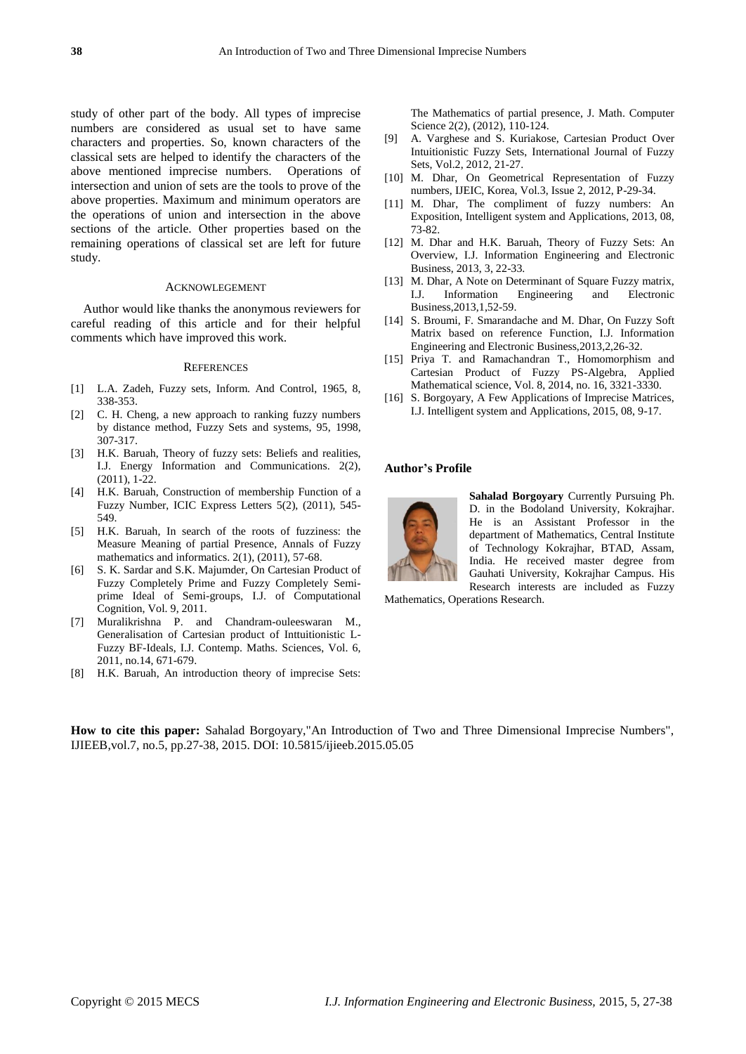study of other part of the body. All types of imprecise numbers are considered as usual set to have same characters and properties. So, known characters of the classical sets are helped to identify the characters of the above mentioned imprecise numbers. Operations of intersection and union of sets are the tools to prove of the above properties. Maximum and minimum operators are the operations of union and intersection in the above sections of the article. Other properties based on the remaining operations of classical set are left for future study.

## ACKNOWLEGEMENT

Author would like thanks the anonymous reviewers for careful reading of this article and for their helpful comments which have improved this work.

## REFERENCES

[1] L.A. Zadeh, Fuzzy sets, Inform. And Control, 1965, 8, 338-353.

[2] C. H. Cheng, a new approach to ranking fuzzy numbers by distance method, Fuzzy Sets and systems, 95, 1998, 307-317.

[3] H.K. Baruah, Theory of fuzzy sets: Beliefs and realities, I.J. Energy Information and Communications. 2(2), (2011), 1-22.

[4] H.K. Baruah, Construction of membership Function of a Fuzzy Number, ICIC Express Letters 5(2), (2011), 545-549.

[5] H.K. Baruah, In search of the roots of fuzziness: the Measure Meaning of partial Presence, Annals of Fuzzy mathematics and informatics. 2(1), (2011), 57-68.

[6] S. K. Sardar and S.K. Majumder, On Cartesian Product of Fuzzy Completely Prime and Fuzzy Completely Semi-prime Ideal of Semi-groups, I.J. of Computational Cognition, Vol. 9, 2011.

[7] Muralikrishna P. and Chandram-ouleeswaran M., Generalisation of Cartesian product of Inttuitionistic L-Fuzzy BF-Ideals, I.J. Contemp. Maths. Sciences, Vol. 6, 2011, no.14, 671-679.

[8] H.K. Baruah, An introduction theory of imprecise Sets: The Mathematics of partial presence, J. Math. Computer Science 2(2), (2012), 110-124.

[9] A. Varghese and S. Kuriakose, Cartesian Product Over Intuitionistic Fuzzy Sets, International Journal of Fuzzy Sets, Vol.2, 2012, 21-27.

[10] M. Dhar, On Geometrical Representation of Fuzzy numbers, IJEIC, Korea, Vol.3, Issue 2, 2012, P-29-34.

[11] M. Dhar, The compliment of fuzzy numbers: An Exposition, Intelligent system and Applications, 2013, 08, 73-82.

[12] M. Dhar and H.K. Baruah, Theory of Fuzzy Sets: An Overview, I.J. Information Engineering and Electronic Business, 2013, 3, 22-33.

[13] M. Dhar, A Note on Determinant of Square Fuzzy matrix, I.J. Information Engineering and Electronic Business,2013,1,52-59.

[14] S. Broumi, F. Smarandache and M. Dhar, On Fuzzy Soft Matrix based on reference Function, I.J. Information Engineering and Electronic Business,2013,2,26-32.

[15] Priya T. and Ramachandran T., Homomorphism and Cartesian Product of Fuzzy PS-Algebra, Applied Mathematical science, Vol. 8, 2014, no. 16, 3321-3330.

[16] S. Borgoyary, A Few Applications of Imprecise Matrices, I.J. Intelligent system and Applications, 2015, 08, 9-17.

## Author's Profile

**Sahalad Borgoyary** Currently Pursuing Ph. D. in the Bodoland University, Kokrajhar. He is an Assistant Professor in the department of Mathematics, Central Institute of Technology Kokrajhar, BTAD, Assam, India. He received master degree from Gauhati University, Kokrajhar Campus. His Research interests are included as Fuzzy Mathematics, Operations Research.

**How to cite this paper:** Sahalad Borgoyary,"An Introduction of Two and Three Dimensional Imprecise Numbers", IJIEEB,vol.7, no.5, pp.27-38, 2015. DOI: 10.5815/ijieeb.2015.05.05